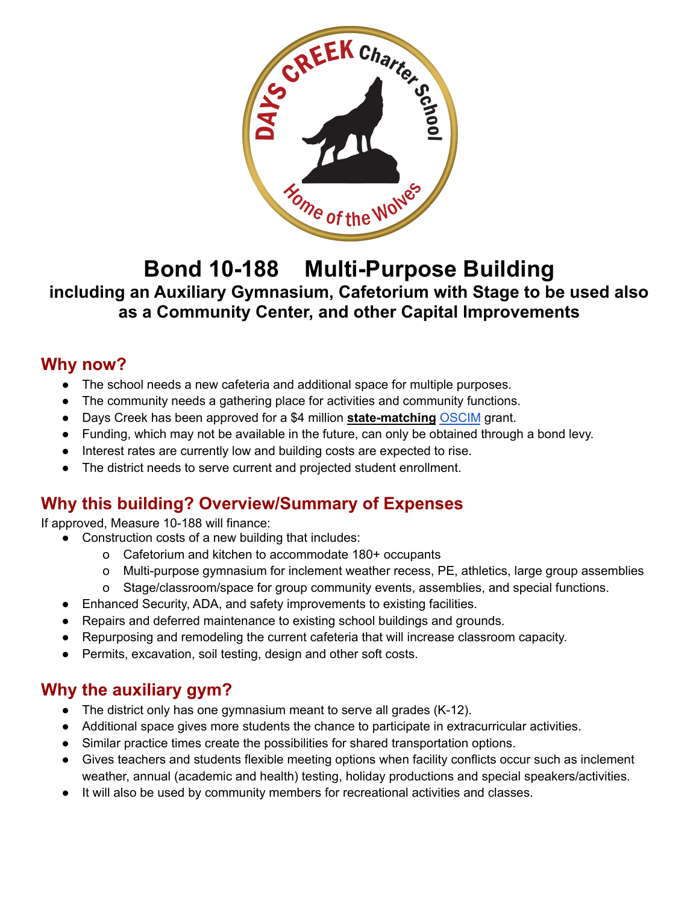# Bond 10-188 Multi-Purpose Building

## including an Auxiliary Gymnasium, Cafetorium with Stage to be used also as a Community Center, and other Capital Improvements

## Why now?

- The school needs a new cafeteria and additional space for multiple purposes.
- The community needs a gathering place for activities and community functions.
- Days Creek has been approved for a $4 million **state-matching** OSCIM grant.
- Funding, which may not be available in the future, can only be obtained through a bond levy.
- Interest rates are currently low and building costs are expected to rise.
- The district needs to serve current and projected student enrollment.

## Why this building? Overview/Summary of Expenses

If approved, Measure 10-188 will finance:

- Construction costs of a new building that includes:
    - Cafetorium and kitchen to accommodate 180+ occupants
    - Multi-purpose gymnasium for inclement weather recess, PE, athletics, large group assemblies
    - Stage/classroom/space for group community events, assemblies, and special functions.
- Enhanced Security, ADA, and safety improvements to existing facilities.
- Repairs and deferred maintenance to existing school buildings and grounds.
- Repurposing and remodeling the current cafeteria that will increase classroom capacity.
- Permits, excavation, soil testing, design and other soft costs.

## Why the auxiliary gym?

- The district only has one gymnasium meant to serve all grades (K-12).
- Additional space gives more students the chance to participate in extracurricular activities.
- Similar practice times create the possibilities for shared transportation options.
- Gives teachers and students flexible meeting options when facility conflicts occur such as inclement weather, annual (academic and health) testing, holiday productions and special speakers/activities.
- It will also be used by community members for recreational activities and classes.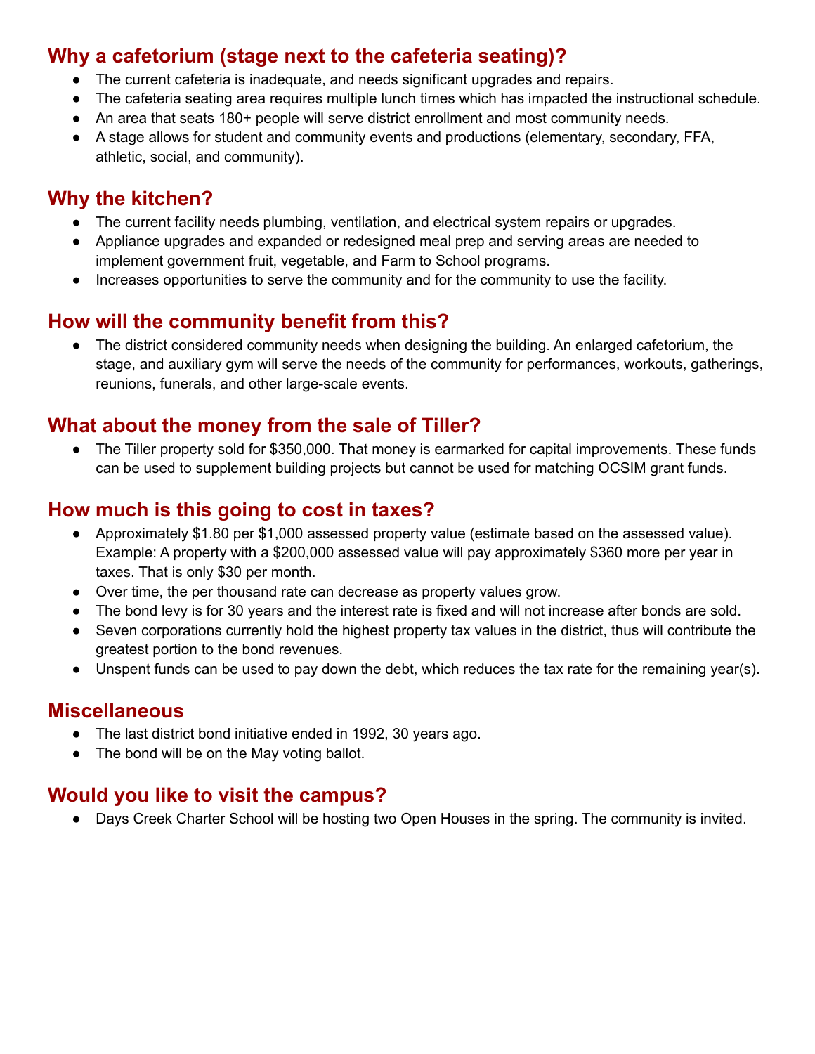## Why a cafetorium (stage next to the cafeteria seating)?

- The current cafeteria is inadequate, and needs significant upgrades and repairs.
- The cafeteria seating area requires multiple lunch times which has impacted the instructional schedule.
- An area that seats 180+ people will serve district enrollment and most community needs.
- A stage allows for student and community events and productions (elementary, secondary, FFA, athletic, social, and community).

## Why the kitchen?

- The current facility needs plumbing, ventilation, and electrical system repairs or upgrades.
- Appliance upgrades and expanded or redesigned meal prep and serving areas are needed to implement government fruit, vegetable, and Farm to School programs.
- Increases opportunities to serve the community and for the community to use the facility.

## How will the community benefit from this?

- The district considered community needs when designing the building. An enlarged cafetorium, the stage, and auxiliary gym will serve the needs of the community for performances, workouts, gatherings, reunions, funerals, and other large-scale events.

## What about the money from the sale of Tiller?

- The Tiller property sold for $350,000. That money is earmarked for capital improvements. These funds can be used to supplement building projects but cannot be used for matching OCSIM grant funds.

## How much is this going to cost in taxes?

- Approximately $1.80 per $1,000 assessed property value (estimate based on the assessed value). Example: A property with a $200,000 assessed value will pay approximately $360 more per year in taxes. That is only $30 per month.
- Over time, the per thousand rate can decrease as property values grow.
- The bond levy is for 30 years and the interest rate is fixed and will not increase after bonds are sold.
- Seven corporations currently hold the highest property tax values in the district, thus will contribute the greatest portion to the bond revenues.
- Unspent funds can be used to pay down the debt, which reduces the tax rate for the remaining year(s).

## Miscellaneous

- The last district bond initiative ended in 1992, 30 years ago.
- The bond will be on the May voting ballot.

## Would you like to visit the campus?

- Days Creek Charter School will be hosting two Open Houses in the spring. The community is invited.